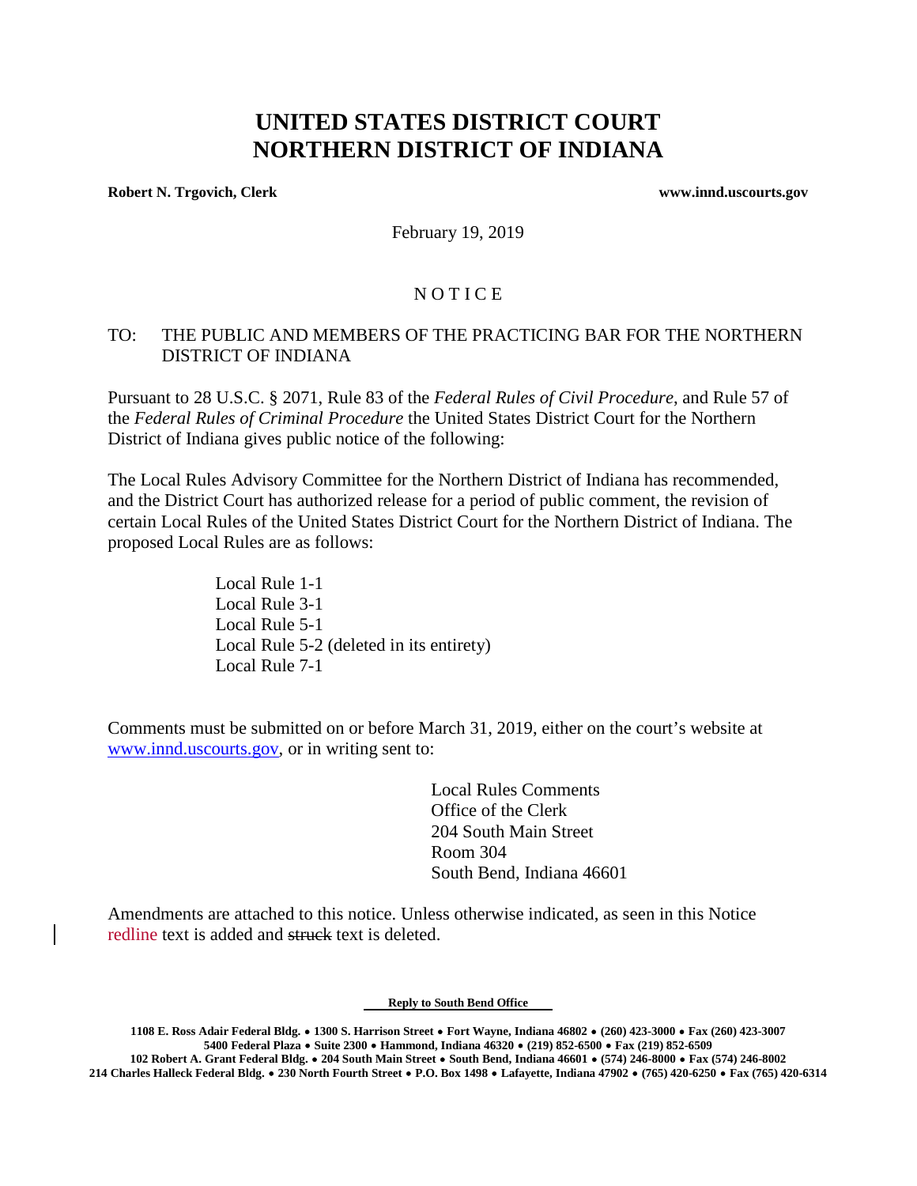# UNITED STATES DISTRICT COURT
# NORTHERN DISTRICT OF INDIANA

**Robert N. Trgovich, Clerk** **www.innd.uscourts.gov**

February 19, 2019

N O T I C E

TO: THE PUBLIC AND MEMBERS OF THE PRACTICING BAR FOR THE NORTHERN DISTRICT OF INDIANA

Pursuant to 28 U.S.C. § 2071, Rule 83 of the *Federal Rules of Civil Procedure*, and Rule 57 of the *Federal Rules of Criminal Procedure* the United States District Court for the Northern District of Indiana gives public notice of the following:

The Local Rules Advisory Committee for the Northern District of Indiana has recommended, and the District Court has authorized release for a period of public comment, the revision of certain Local Rules of the United States District Court for the Northern District of Indiana. The proposed Local Rules are as follows:

Local Rule 1-1
Local Rule 3-1
Local Rule 5-1
Local Rule 5-2 (deleted in its entirety)
Local Rule 7-1

Comments must be submitted on or before March 31, 2019, either on the court's website at www.innd.uscourts.gov, or in writing sent to:

Local Rules Comments
Office of the Clerk
204 South Main Street
Room 304
South Bend, Indiana 46601

Amendments are attached to this notice. Unless otherwise indicated, as seen in this Notice redline text is added and ~~struck~~ text is deleted.

**Reply to South Bend Office**

**1108 E. Ross Adair Federal Bldg. • 1300 S. Harrison Street • Fort Wayne, Indiana 46802 • (260) 423-3000 • Fax (260) 423-3007**
**5400 Federal Plaza • Suite 2300 • Hammond, Indiana 46320 • (219) 852-6500 • Fax (219) 852-6509**
**102 Robert A. Grant Federal Bldg. • 204 South Main Street • South Bend, Indiana 46601 • (574) 246-8000 • Fax (574) 246-8002**
**214 Charles Halleck Federal Bldg. • 230 North Fourth Street • P.O. Box 1498 • Lafayette, Indiana 47902 • (765) 420-6250 • Fax (765) 420-6314**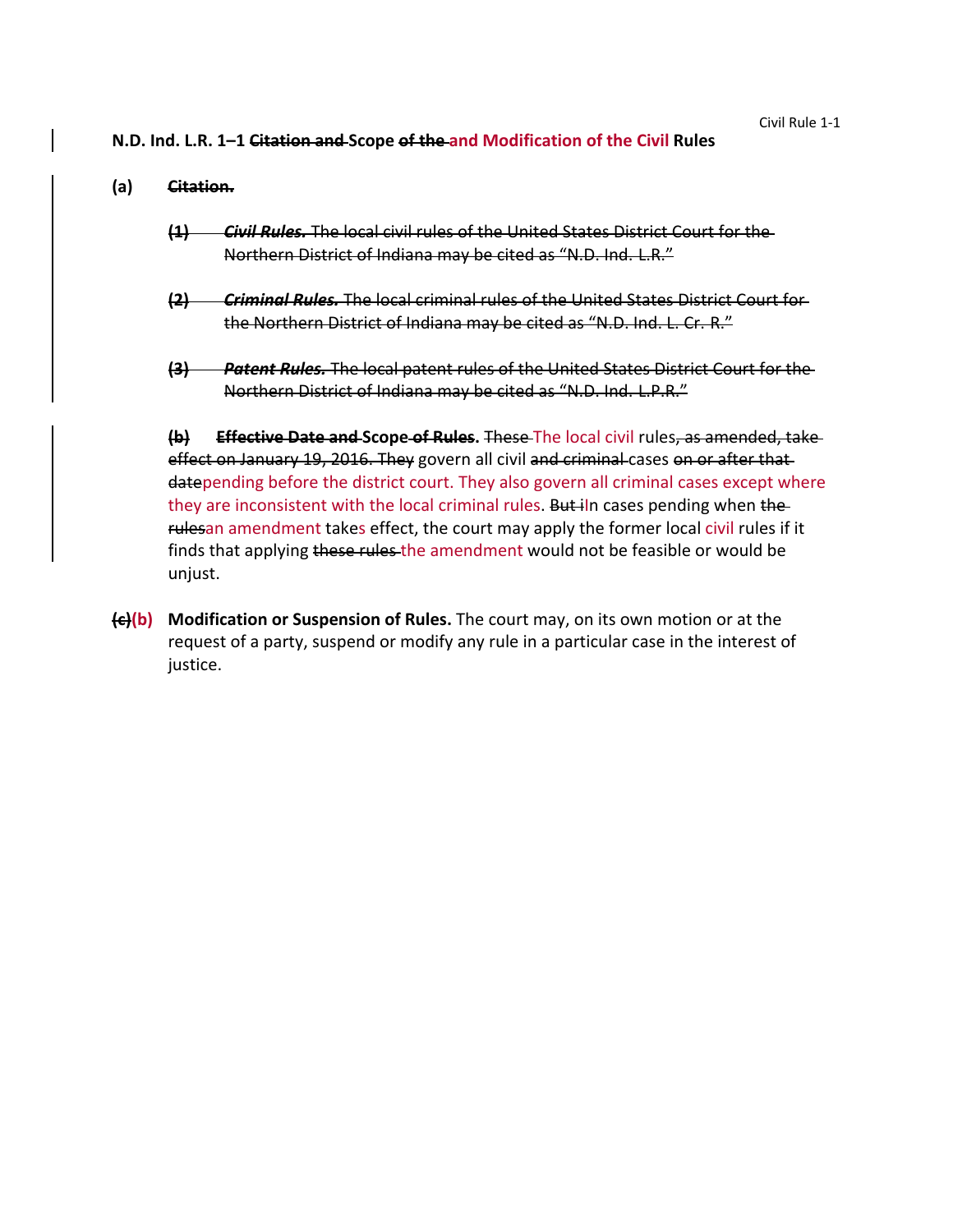**N.D. Ind. L.R. 1–1 ~~Citation and~~ Scope ~~of the~~ and Modification of the Civil Rules**

**(a)** **~~Citation.~~**

> ~~**(1)** ***Civil Rules.*** The local civil rules of the United States District Court for the Northern District of Indiana may be cited as "N.D. Ind. L.R."~~
>
> ~~**(2)** ***Criminal Rules.*** The local criminal rules of the United States District Court for the Northern District of Indiana may be cited as "N.D. Ind. L. Cr. R."~~
>
> ~~**(3)** ***Patent Rules.*** The local patent rules of the United States District Court for the Northern District of Indiana may be cited as "N.D. Ind. L.P.R."~~

~~**(b)**~~ **~~Effective Date and~~ Scope ~~of Rules~~.** ~~These~~ The local civil rules~~, as amended, take effect on January 19, 2016. They~~ govern all civil ~~and criminal~~ cases ~~on or after that date~~pending before the district court. They also govern all criminal cases except where they are inconsistent with the local criminal rules. ~~But i~~In cases pending when ~~the rules~~an amendment takes effect, the court may apply the former local civil rules if it finds that applying ~~these rules~~ the amendment would not be feasible or would be unjust.

~~**(c)**~~**(b)** **Modification or Suspension of Rules.** The court may, on its own motion or at the request of a party, suspend or modify any rule in a particular case in the interest of justice.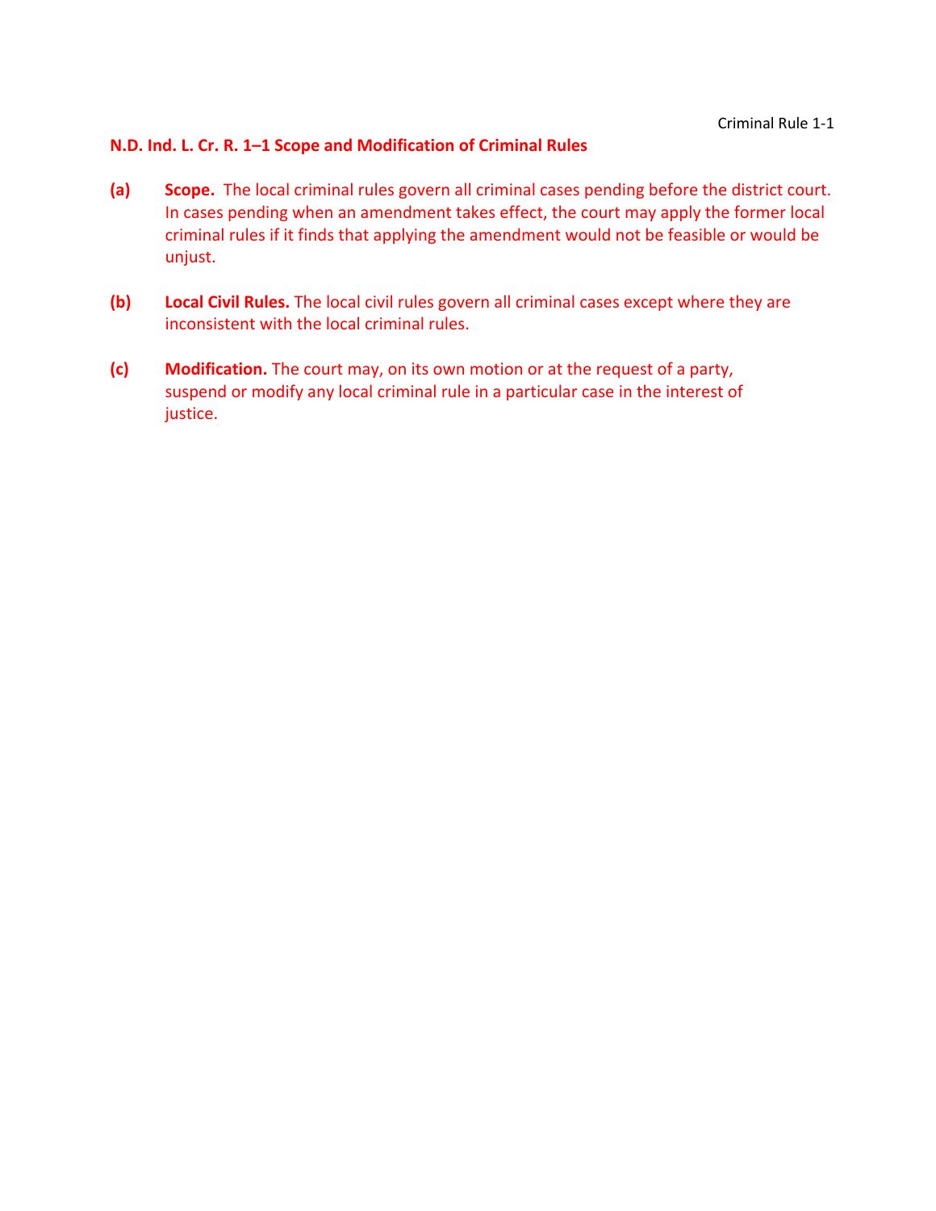## N.D. Ind. L. Cr. R. 1–1 Scope and Modification of Criminal Rules

**(a) Scope.** The local criminal rules govern all criminal cases pending before the district court. In cases pending when an amendment takes effect, the court may apply the former local criminal rules if it finds that applying the amendment would not be feasible or would be unjust.

**(b) Local Civil Rules.** The local civil rules govern all criminal cases except where they are inconsistent with the local criminal rules.

**(c) Modification.** The court may, on its own motion or at the request of a party, suspend or modify any local criminal rule in a particular case in the interest of justice.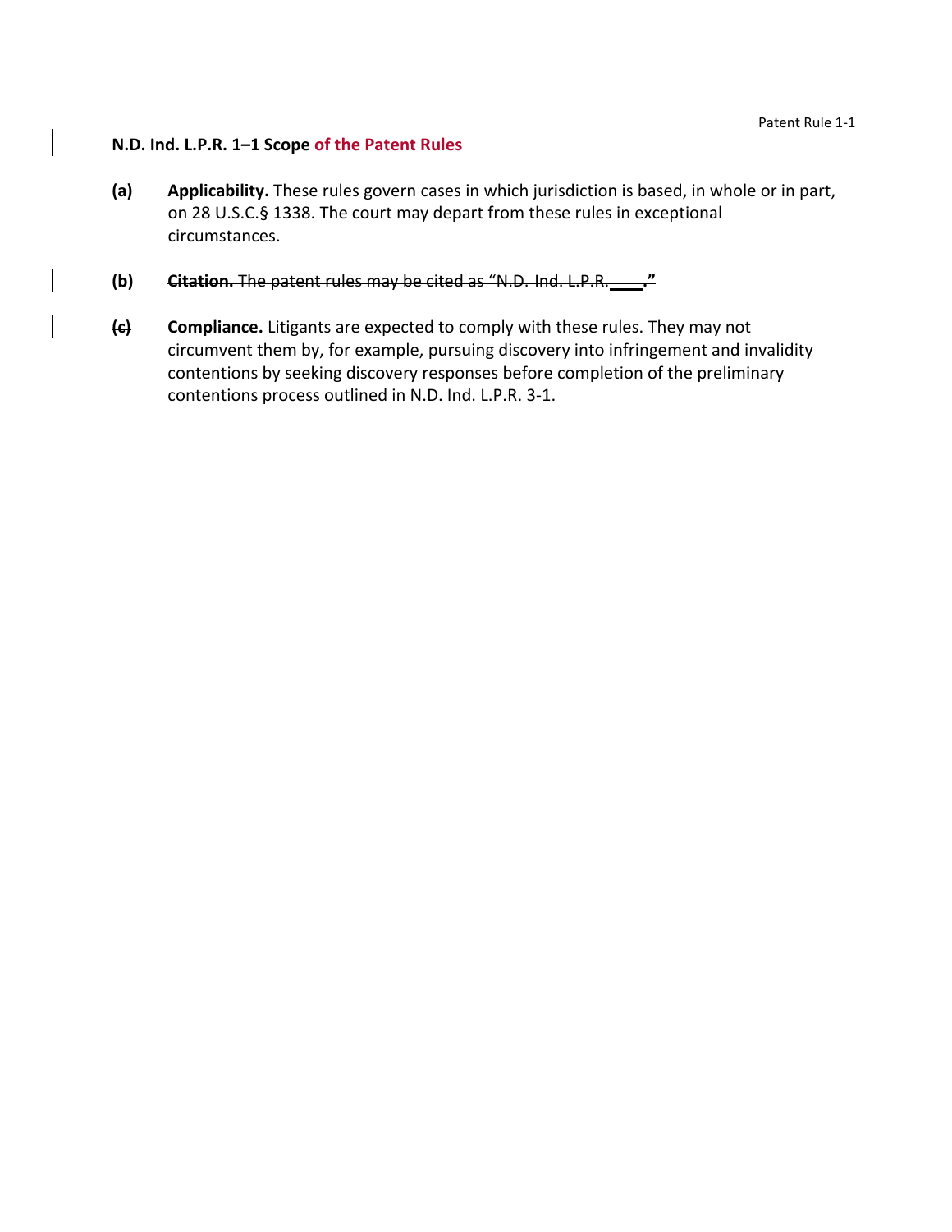**N.D. Ind. L.P.R. 1–1 Scope of the Patent Rules**

**(a)** **Applicability.** These rules govern cases in which jurisdiction is based, in whole or in part, on 28 U.S.C.§ 1338. The court may depart from these rules in exceptional circumstances.

**(b)** ~~**Citation.** The patent rules may be cited as "N.D. Ind. L.P.R. \_\_\_\_."~~

~~**(c)**~~ **Compliance.** Litigants are expected to comply with these rules. They may not circumvent them by, for example, pursuing discovery into infringement and invalidity contentions by seeking discovery responses before completion of the preliminary contentions process outlined in N.D. Ind. L.P.R. 3-1.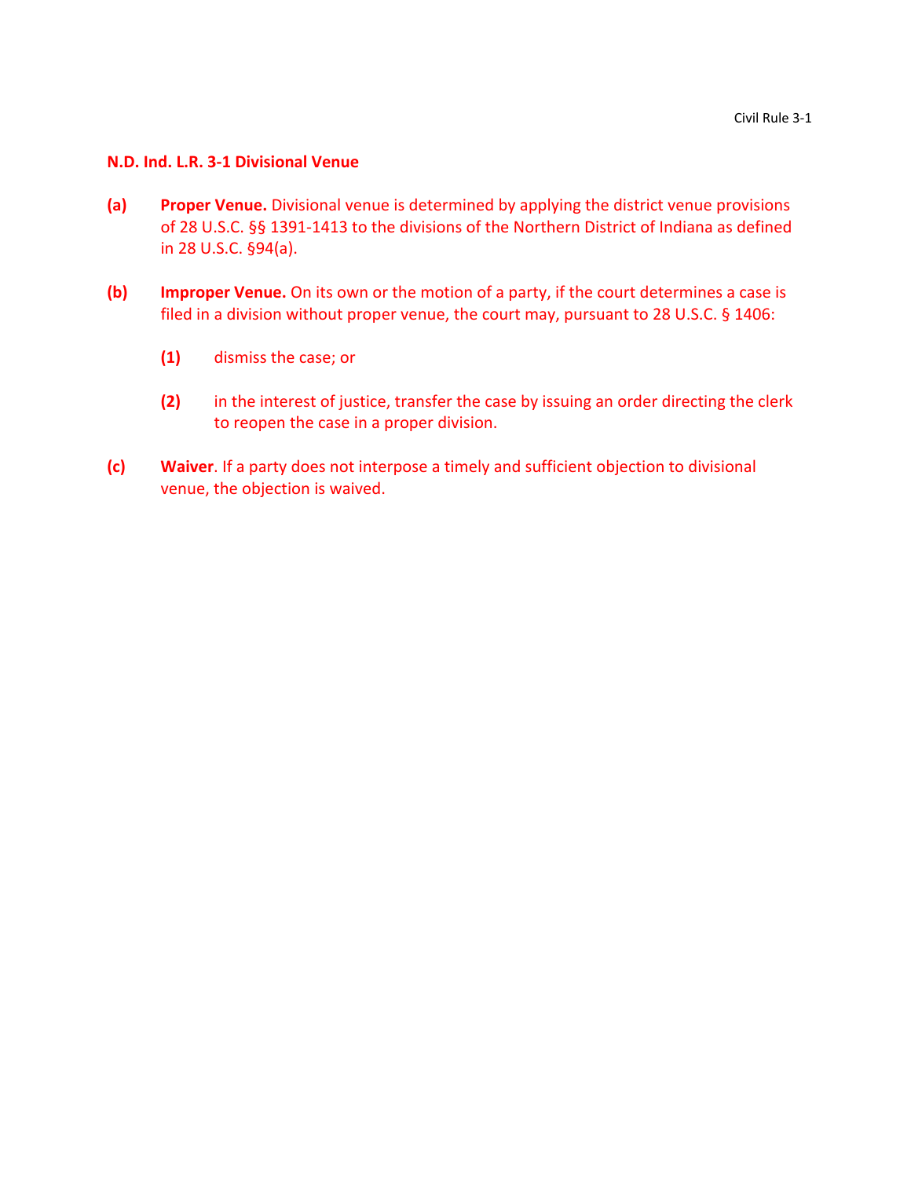## N.D. Ind. L.R. 3-1 Divisional Venue

**(a) Proper Venue.** Divisional venue is determined by applying the district venue provisions of 28 U.S.C. §§ 1391-1413 to the divisions of the Northern District of Indiana as defined in 28 U.S.C. §94(a).

**(b) Improper Venue.** On its own or the motion of a party, if the court determines a case is filed in a division without proper venue, the court may, pursuant to 28 U.S.C. § 1406:

- **(1)** dismiss the case; or
- **(2)** in the interest of justice, transfer the case by issuing an order directing the clerk to reopen the case in a proper division.

**(c) Waiver**. If a party does not interpose a timely and sufficient objection to divisional venue, the objection is waived.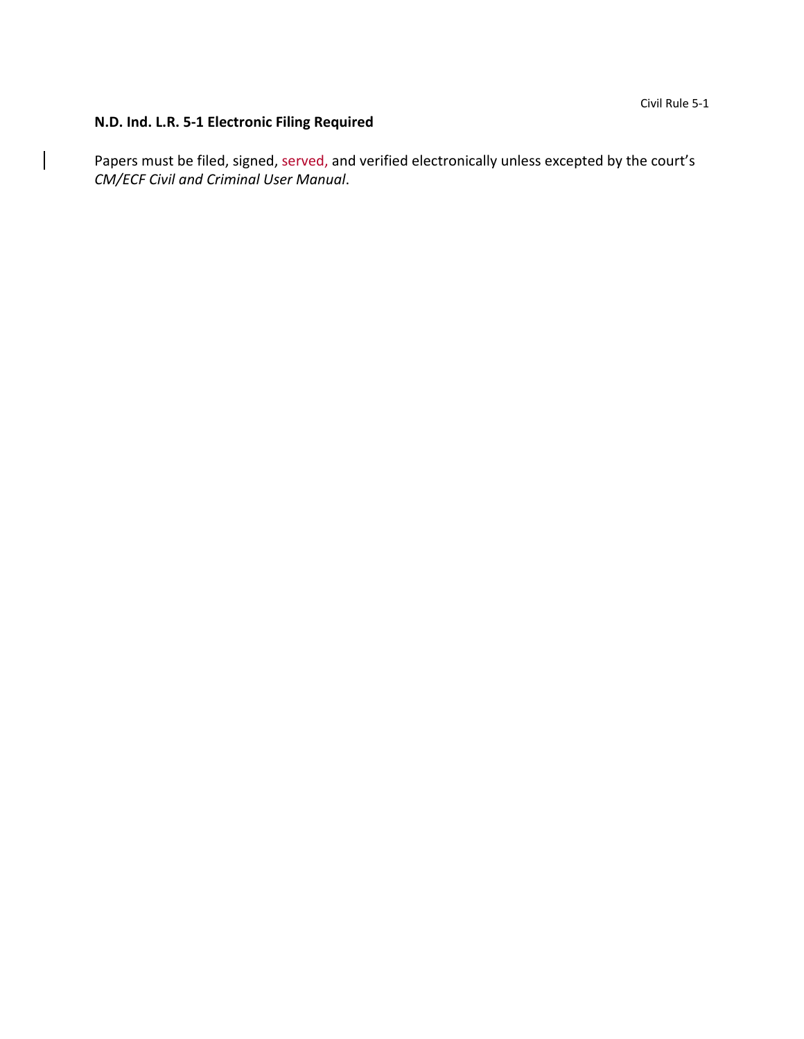## N.D. Ind. L.R. 5-1 Electronic Filing Required

Papers must be filed, signed, served, and verified electronically unless excepted by the court's *CM/ECF Civil and Criminal User Manual*.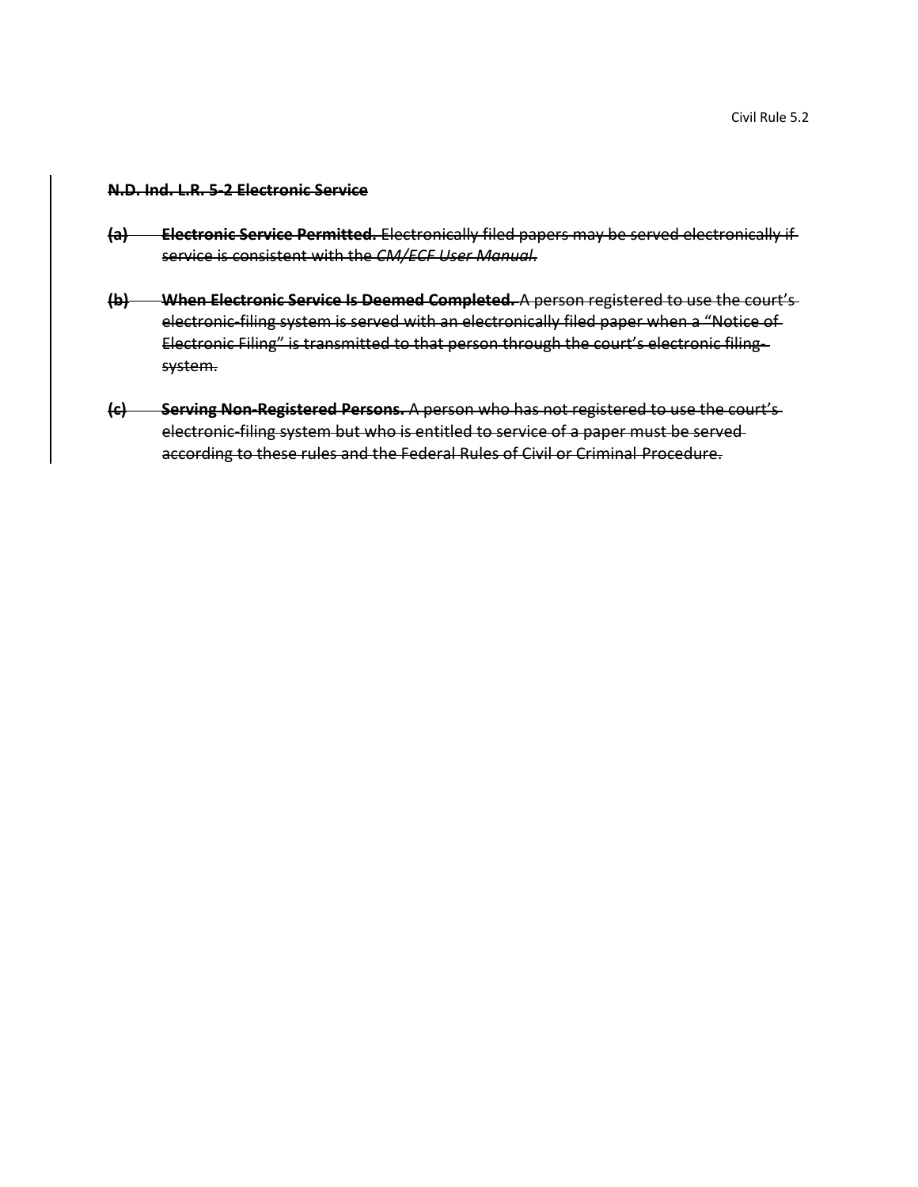~~**N.D. Ind. L.R. 5-2 Electronic Service**~~

~~**(a) Electronic Service Permitted.** Electronically filed papers may be served electronically if service is consistent with the *CM/ECF User Manual*.~~

~~**(b) When Electronic Service Is Deemed Completed.** A person registered to use the court's electronic-filing system is served with an electronically filed paper when a "Notice of Electronic Filing" is transmitted to that person through the court's electronic filing system.~~

~~**(c) Serving Non-Registered Persons.** A person who has not registered to use the court's electronic-filing system but who is entitled to service of a paper must be served according to these rules and the Federal Rules of Civil or Criminal Procedure.~~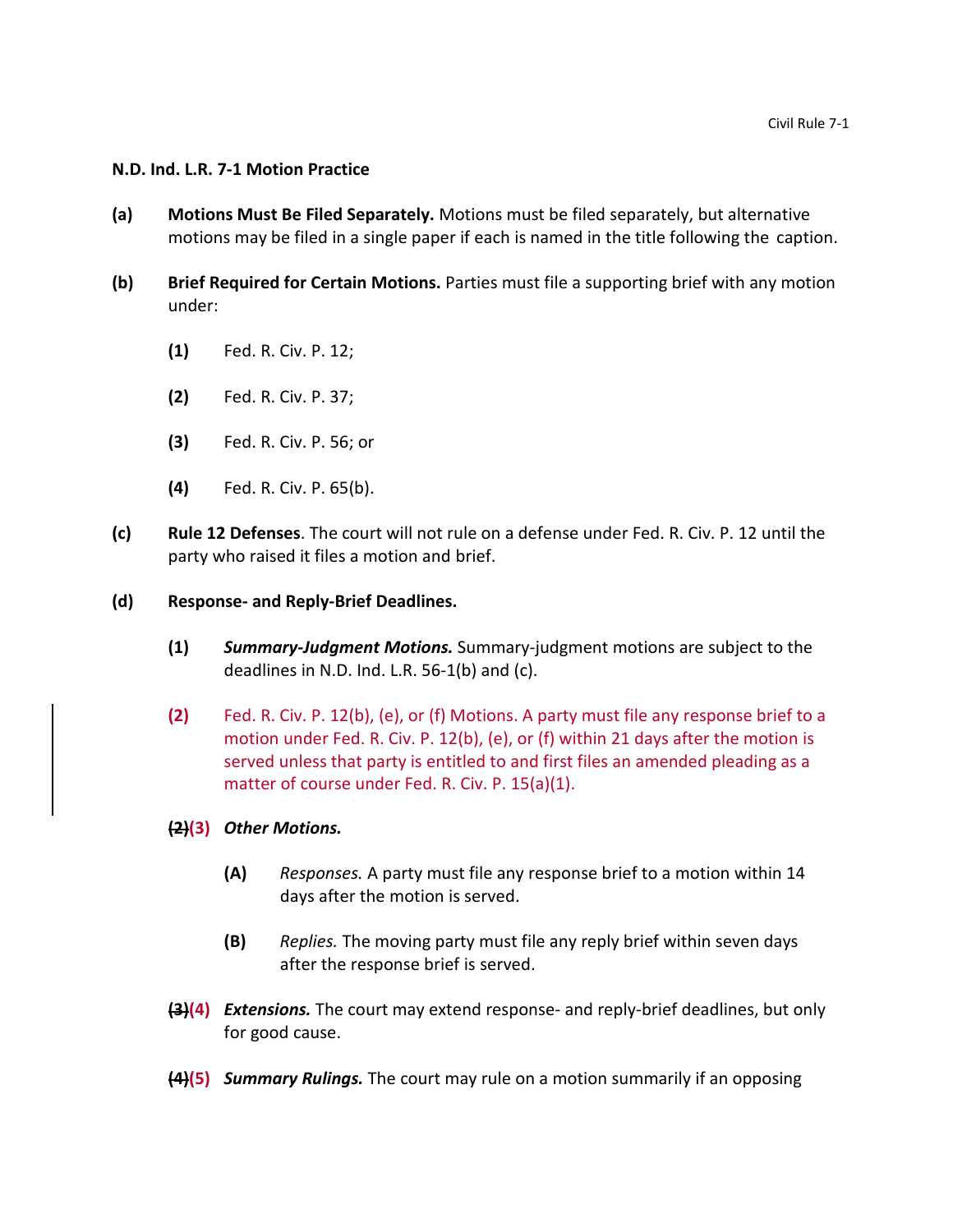**N.D. Ind. L.R. 7-1 Motion Practice**

**(a)** **Motions Must Be Filed Separately.** Motions must be filed separately, but alternative motions may be filed in a single paper if each is named in the title following the caption.

**(b)** **Brief Required for Certain Motions.** Parties must file a supporting brief with any motion under:

- **(1)** Fed. R. Civ. P. 12;
- **(2)** Fed. R. Civ. P. 37;
- **(3)** Fed. R. Civ. P. 56; or
- **(4)** Fed. R. Civ. P. 65(b).

**(c)** **Rule 12 Defenses**. The court will not rule on a defense under Fed. R. Civ. P. 12 until the party who raised it files a motion and brief.

**(d)** **Response- and Reply-Brief Deadlines.**

- **(1)** ***Summary-Judgment Motions.*** Summary-judgment motions are subject to the deadlines in N.D. Ind. L.R. 56-1(b) and (c).

- **(2)** Fed. R. Civ. P. 12(b), (e), or (f) Motions. A party must file any response brief to a motion under Fed. R. Civ. P. 12(b), (e), or (f) within 21 days after the motion is served unless that party is entitled to and first files an amended pleading as a matter of course under Fed. R. Civ. P. 15(a)(1).

- ~~**(2)**~~**(3)** ***Other Motions.***

  - **(A)** *Responses.* A party must file any response brief to a motion within 14 days after the motion is served.

  - **(B)** *Replies.* The moving party must file any reply brief within seven days after the response brief is served.

- ~~**(3)**~~**(4)** ***Extensions.*** The court may extend response- and reply-brief deadlines, but only for good cause.

- ~~**(4)**~~**(5)** ***Summary Rulings.*** The court may rule on a motion summarily if an opposing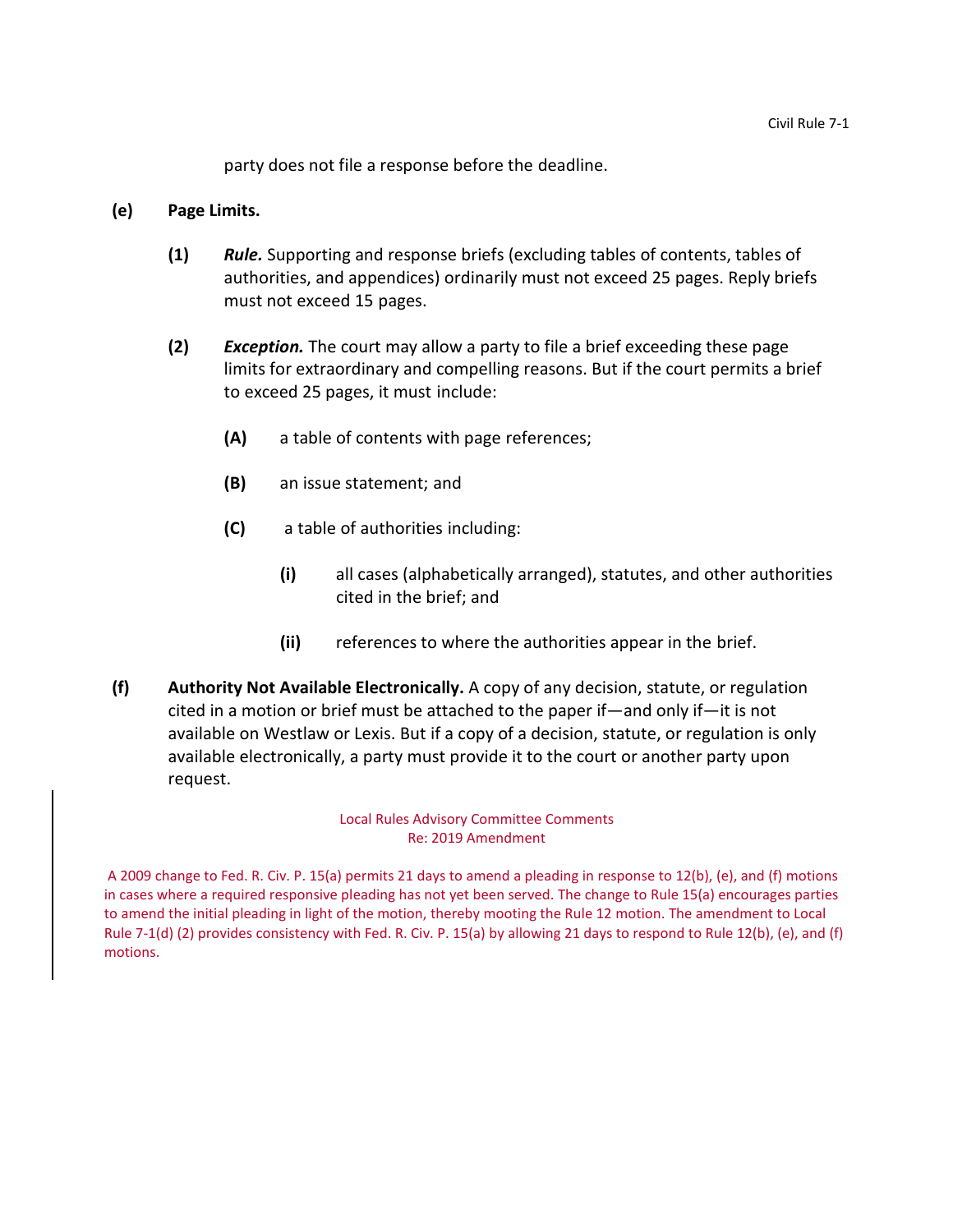party does not file a response before the deadline.

**(e) Page Limits.**

**(1)** ***Rule.*** Supporting and response briefs (excluding tables of contents, tables of authorities, and appendices) ordinarily must not exceed 25 pages. Reply briefs must not exceed 15 pages.

**(2)** ***Exception.*** The court may allow a party to file a brief exceeding these page limits for extraordinary and compelling reasons. But if the court permits a brief to exceed 25 pages, it must include:

**(A)** a table of contents with page references;

**(B)** an issue statement; and

**(C)** a table of authorities including:

**(i)** all cases (alphabetically arranged), statutes, and other authorities cited in the brief; and

**(ii)** references to where the authorities appear in the brief.

**(f) Authority Not Available Electronically.** A copy of any decision, statute, or regulation cited in a motion or brief must be attached to the paper if—and only if—it is not available on Westlaw or Lexis. But if a copy of a decision, statute, or regulation is only available electronically, a party must provide it to the court or another party upon request.

Local Rules Advisory Committee Comments
Re: 2019 Amendment

A 2009 change to Fed. R. Civ. P. 15(a) permits 21 days to amend a pleading in response to 12(b), (e), and (f) motions in cases where a required responsive pleading has not yet been served. The change to Rule 15(a) encourages parties to amend the initial pleading in light of the motion, thereby mooting the Rule 12 motion. The amendment to Local Rule 7-1(d) (2) provides consistency with Fed. R. Civ. P. 15(a) by allowing 21 days to respond to Rule 12(b), (e), and (f) motions.